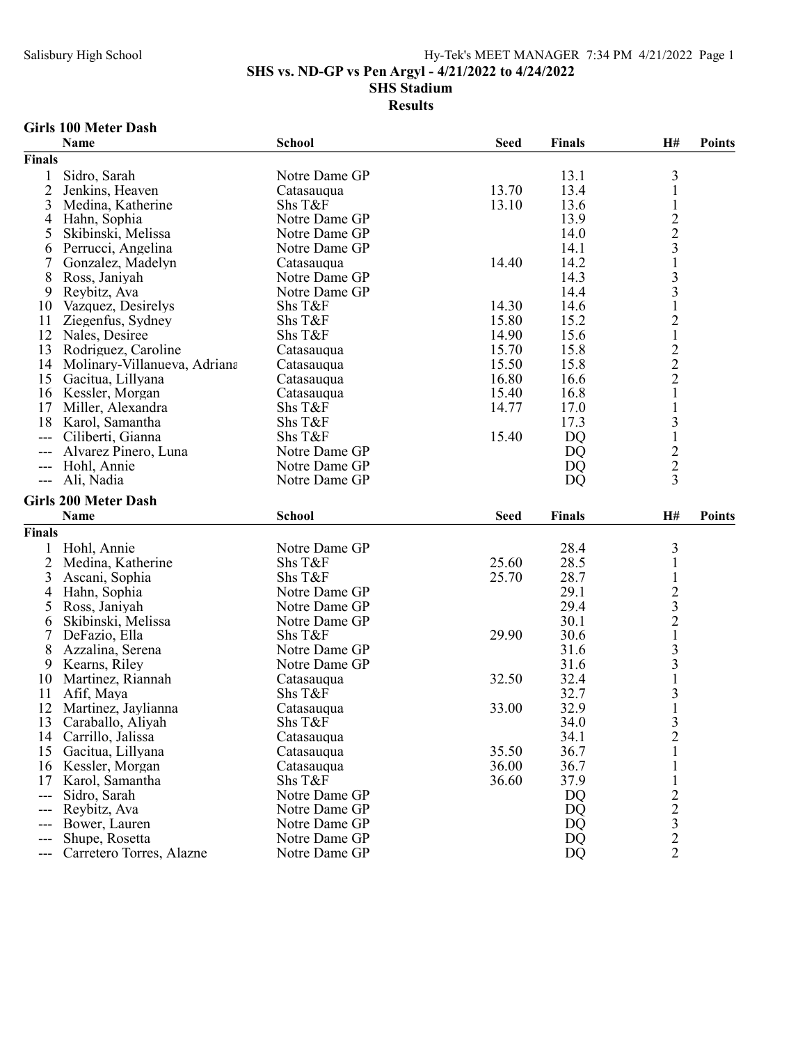# SHS vs. ND-GP vs Pen Argyl - 4/21/2022 to 4/24/2022

## SHS Stadium

## Results

### Girls 100 Meter Dash

| | Name | School | Seed | Finals | H# | Points |
|---|---|---|---|---|---|---|
| **Finals** | | | | | | |
| 1 | Sidro, Sarah | Notre Dame GP | | 13.1 | 3 | |
| 2 | Jenkins, Heaven | Catasauqua | 13.70 | 13.4 | 1 | |
| 3 | Medina, Katherine | Shs T&F | 13.10 | 13.6 | 1 | |
| 4 | Hahn, Sophia | Notre Dame GP | | 13.9 | 2 | |
| 5 | Skibinski, Melissa | Notre Dame GP | | 14.0 | 2 | |
| 6 | Perrucci, Angelina | Notre Dame GP | | 14.1 | 3 | |
| 7 | Gonzalez, Madelyn | Catasauqua | 14.40 | 14.2 | 1 | |
| 8 | Ross, Janiyah | Notre Dame GP | | 14.3 | 3 | |
| 9 | Reybitz, Ava | Notre Dame GP | | 14.4 | 3 | |
| 10 | Vazquez, Desirelys | Shs T&F | 14.30 | 14.6 | 1 | |
| 11 | Ziegenfus, Sydney | Shs T&F | 15.80 | 15.2 | 2 | |
| 12 | Nales, Desiree | Shs T&F | 14.90 | 15.6 | 1 | |
| 13 | Rodriguez, Caroline | Catasauqua | 15.70 | 15.8 | 2 | |
| 14 | Molinary-Villanueva, Adriana | Catasauqua | 15.50 | 15.8 | 2 | |
| 15 | Gacitua, Lillyana | Catasauqua | 16.80 | 16.6 | 2 | |
| 16 | Kessler, Morgan | Catasauqua | 15.40 | 16.8 | 1 | |
| 17 | Miller, Alexandra | Shs T&F | 14.77 | 17.0 | 1 | |
| 18 | Karol, Samantha | Shs T&F | | 17.3 | 3 | |
| --- | Ciliberti, Gianna | Shs T&F | 15.40 | DQ | 1 | |
| --- | Alvarez Pinero, Luna | Notre Dame GP | | DQ | 2 | |
| --- | Hohl, Annie | Notre Dame GP | | DQ | 2 | |
| --- | Ali, Nadia | Notre Dame GP | | DQ | 3 | |

### Girls 200 Meter Dash

| | Name | School | Seed | Finals | H# | Points |
|---|---|---|---|---|---|---|
| **Finals** | | | | | | |
| 1 | Hohl, Annie | Notre Dame GP | | 28.4 | 3 | |
| 2 | Medina, Katherine | Shs T&F | 25.60 | 28.5 | 1 | |
| 3 | Ascani, Sophia | Shs T&F | 25.70 | 28.7 | 1 | |
| 4 | Hahn, Sophia | Notre Dame GP | | 29.1 | 2 | |
| 5 | Ross, Janiyah | Notre Dame GP | | 29.4 | 3 | |
| 6 | Skibinski, Melissa | Notre Dame GP | | 30.1 | 2 | |
| 7 | DeFazio, Ella | Shs T&F | 29.90 | 30.6 | 1 | |
| 8 | Azzalina, Serena | Notre Dame GP | | 31.6 | 3 | |
| 9 | Kearns, Riley | Notre Dame GP | | 31.6 | 3 | |
| 10 | Martinez, Riannah | Catasauqua | 32.50 | 32.4 | 1 | |
| 11 | Afif, Maya | Shs T&F | | 32.7 | 3 | |
| 12 | Martinez, Jaylianna | Catasauqua | 33.00 | 32.9 | 1 | |
| 13 | Caraballo, Aliyah | Shs T&F | | 34.0 | 3 | |
| 14 | Carrillo, Jalissa | Catasauqua | | 34.1 | 2 | |
| 15 | Gacitua, Lillyana | Catasauqua | 35.50 | 36.7 | 1 | |
| 16 | Kessler, Morgan | Catasauqua | 36.00 | 36.7 | 1 | |
| 17 | Karol, Samantha | Shs T&F | 36.60 | 37.9 | 1 | |
| --- | Sidro, Sarah | Notre Dame GP | | DQ | 2 | |
| --- | Reybitz, Ava | Notre Dame GP | | DQ | 2 | |
| --- | Bower, Lauren | Notre Dame GP | | DQ | 3 | |
| --- | Shupe, Rosetta | Notre Dame GP | | DQ | 2 | |
| --- | Carretero Torres, Alazne | Notre Dame GP | | DQ | 2 | |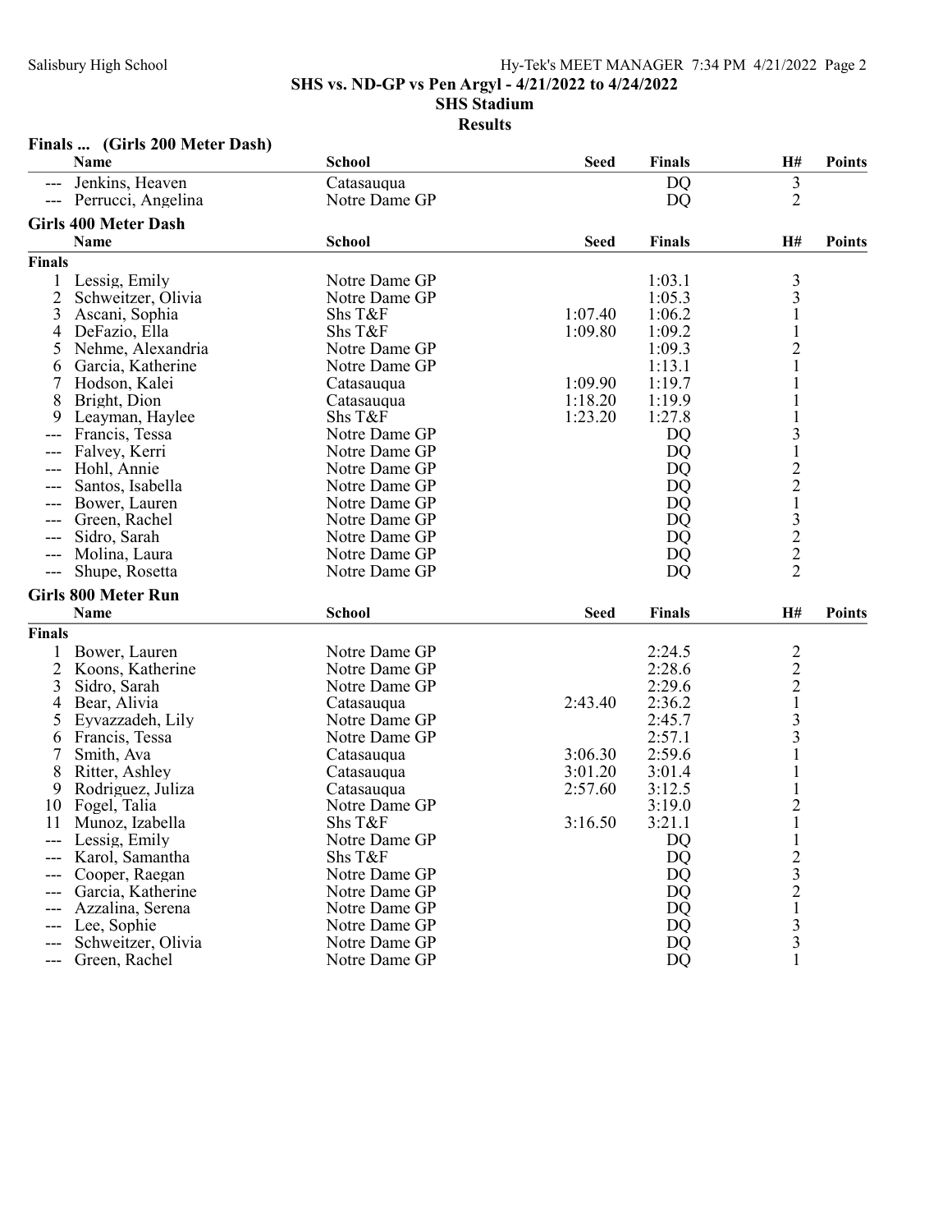## Finals ... (Girls 200 Meter Dash)

| | Name | School | Seed | Finals | H# | Points |
|---|---|---|---|---|---|---|
| --- | Jenkins, Heaven | Catasauqua | | DQ | 3 | |
| --- | Perrucci, Angelina | Notre Dame GP | | DQ | 2 | |

## Girls 400 Meter Dash

| | Name | School | Seed | Finals | H# | Points |
|---|---|---|---|---|---|---|
| **Finals** | | | | | | |
| 1 | Lessig, Emily | Notre Dame GP | | 1:03.1 | 3 | |
| 2 | Schweitzer, Olivia | Notre Dame GP | | 1:05.3 | 3 | |
| 3 | Ascani, Sophia | Shs T&F | 1:07.40 | 1:06.2 | 1 | |
| 4 | DeFazio, Ella | Shs T&F | 1:09.80 | 1:09.2 | 1 | |
| 5 | Nehme, Alexandria | Notre Dame GP | | 1:09.3 | 2 | |
| 6 | Garcia, Katherine | Notre Dame GP | | 1:13.1 | 1 | |
| 7 | Hodson, Kalei | Catasauqua | 1:09.90 | 1:19.7 | 1 | |
| 8 | Bright, Dion | Catasauqua | 1:18.20 | 1:19.9 | 1 | |
| 9 | Leayman, Haylee | Shs T&F | 1:23.20 | 1:27.8 | 1 | |
| --- | Francis, Tessa | Notre Dame GP | | DQ | 3 | |
| --- | Falvey, Kerri | Notre Dame GP | | DQ | 1 | |
| --- | Hohl, Annie | Notre Dame GP | | DQ | 2 | |
| --- | Santos, Isabella | Notre Dame GP | | DQ | 2 | |
| --- | Bower, Lauren | Notre Dame GP | | DQ | 1 | |
| --- | Green, Rachel | Notre Dame GP | | DQ | 3 | |
| --- | Sidro, Sarah | Notre Dame GP | | DQ | 2 | |
| --- | Molina, Laura | Notre Dame GP | | DQ | 2 | |
| --- | Shupe, Rosetta | Notre Dame GP | | DQ | 2 | |

## Girls 800 Meter Run

| | Name | School | Seed | Finals | H# | Points |
|---|---|---|---|---|---|---|
| **Finals** | | | | | | |
| 1 | Bower, Lauren | Notre Dame GP | | 2:24.5 | 2 | |
| 2 | Koons, Katherine | Notre Dame GP | | 2:28.6 | 2 | |
| 3 | Sidro, Sarah | Notre Dame GP | | 2:29.6 | 2 | |
| 4 | Bear, Alivia | Catasauqua | 2:43.40 | 2:36.2 | 1 | |
| 5 | Eyvazzadeh, Lily | Notre Dame GP | | 2:45.7 | 3 | |
| 6 | Francis, Tessa | Notre Dame GP | | 2:57.1 | 3 | |
| 7 | Smith, Ava | Catasauqua | 3:06.30 | 2:59.6 | 1 | |
| 8 | Ritter, Ashley | Catasauqua | 3:01.20 | 3:01.4 | 1 | |
| 9 | Rodriguez, Juliza | Catasauqua | 2:57.60 | 3:12.5 | 1 | |
| 10 | Fogel, Talia | Notre Dame GP | | 3:19.0 | 2 | |
| 11 | Munoz, Izabella | Shs T&F | 3:16.50 | 3:21.1 | 1 | |
| --- | Lessig, Emily | Notre Dame GP | | DQ | 1 | |
| --- | Karol, Samantha | Shs T&F | | DQ | 2 | |
| --- | Cooper, Raegan | Notre Dame GP | | DQ | 3 | |
| --- | Garcia, Katherine | Notre Dame GP | | DQ | 2 | |
| --- | Azzalina, Serena | Notre Dame GP | | DQ | 1 | |
| --- | Lee, Sophie | Notre Dame GP | | DQ | 3 | |
| --- | Schweitzer, Olivia | Notre Dame GP | | DQ | 3 | |
| --- | Green, Rachel | Notre Dame GP | | DQ | 1 | |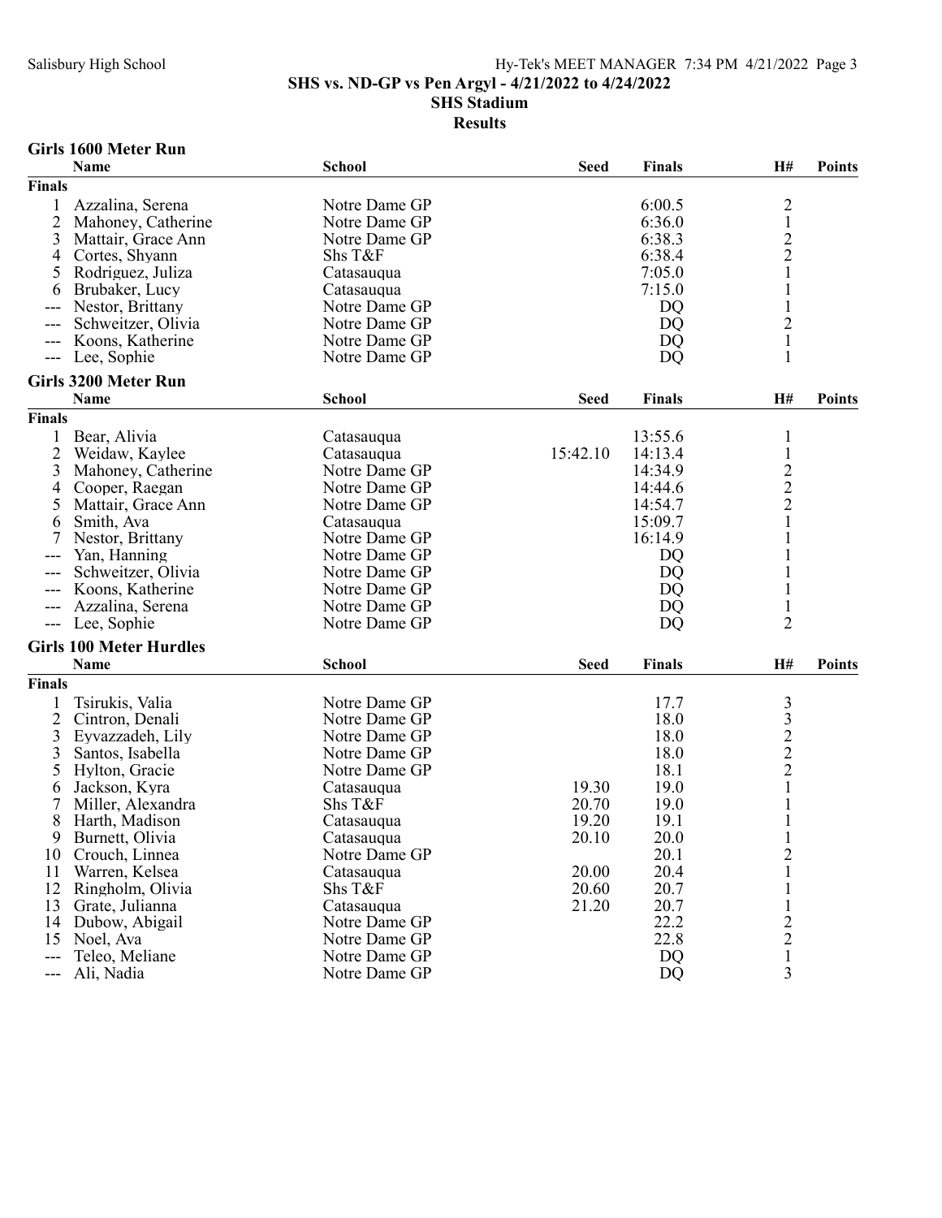**SHS vs. ND-GP vs Pen Argyl - 4/21/2022 to 4/24/2022**
**SHS Stadium**
**Results**

## Girls 1600 Meter Run

| | Name | School | Seed | Finals | H# | Points |
|---|---|---|---|---|---|---|
| **Finals** | | | | | | |
| 1 | Azzalina, Serena | Notre Dame GP | | 6:00.5 | 2 | |
| 2 | Mahoney, Catherine | Notre Dame GP | | 6:36.0 | 1 | |
| 3 | Mattair, Grace Ann | Notre Dame GP | | 6:38.3 | 2 | |
| 4 | Cortes, Shyann | Shs T&F | | 6:38.4 | 2 | |
| 5 | Rodriguez, Juliza | Catasauqua | | 7:05.0 | 1 | |
| 6 | Brubaker, Lucy | Catasauqua | | 7:15.0 | 1 | |
| --- | Nestor, Brittany | Notre Dame GP | | DQ | 1 | |
| --- | Schweitzer, Olivia | Notre Dame GP | | DQ | 2 | |
| --- | Koons, Katherine | Notre Dame GP | | DQ | 1 | |
| --- | Lee, Sophie | Notre Dame GP | | DQ | 1 | |

## Girls 3200 Meter Run

| | Name | School | Seed | Finals | H# | Points |
|---|---|---|---|---|---|---|
| **Finals** | | | | | | |
| 1 | Bear, Alivia | Catasauqua | | 13:55.6 | 1 | |
| 2 | Weidaw, Kaylee | Catasauqua | 15:42.10 | 14:13.4 | 1 | |
| 3 | Mahoney, Catherine | Notre Dame GP | | 14:34.9 | 2 | |
| 4 | Cooper, Raegan | Notre Dame GP | | 14:44.6 | 2 | |
| 5 | Mattair, Grace Ann | Notre Dame GP | | 14:54.7 | 2 | |
| 6 | Smith, Ava | Catasauqua | | 15:09.7 | 1 | |
| 7 | Nestor, Brittany | Notre Dame GP | | 16:14.9 | 1 | |
| --- | Yan, Hanning | Notre Dame GP | | DQ | 1 | |
| --- | Schweitzer, Olivia | Notre Dame GP | | DQ | 1 | |
| --- | Koons, Katherine | Notre Dame GP | | DQ | 1 | |
| --- | Azzalina, Serena | Notre Dame GP | | DQ | 1 | |
| --- | Lee, Sophie | Notre Dame GP | | DQ | 2 | |

## Girls 100 Meter Hurdles

| | Name | School | Seed | Finals | H# | Points |
|---|---|---|---|---|---|---|
| **Finals** | | | | | | |
| 1 | Tsirukis, Valia | Notre Dame GP | | 17.7 | 3 | |
| 2 | Cintron, Denali | Notre Dame GP | | 18.0 | 3 | |
| 3 | Eyvazzadeh, Lily | Notre Dame GP | | 18.0 | 2 | |
| 3 | Santos, Isabella | Notre Dame GP | | 18.0 | 2 | |
| 5 | Hylton, Gracie | Notre Dame GP | | 18.1 | 2 | |
| 6 | Jackson, Kyra | Catasauqua | 19.30 | 19.0 | 1 | |
| 7 | Miller, Alexandra | Shs T&F | 20.70 | 19.0 | 1 | |
| 8 | Harth, Madison | Catasauqua | 19.20 | 19.1 | 1 | |
| 9 | Burnett, Olivia | Catasauqua | 20.10 | 20.0 | 1 | |
| 10 | Crouch, Linnea | Notre Dame GP | | 20.1 | 2 | |
| 11 | Warren, Kelsea | Catasauqua | 20.00 | 20.4 | 1 | |
| 12 | Ringholm, Olivia | Shs T&F | 20.60 | 20.7 | 1 | |
| 13 | Grate, Julianna | Catasauqua | 21.20 | 20.7 | 1 | |
| 14 | Dubow, Abigail | Notre Dame GP | | 22.2 | 2 | |
| 15 | Noel, Ava | Notre Dame GP | | 22.8 | 2 | |
| --- | Teleo, Meliane | Notre Dame GP | | DQ | 1 | |
| --- | Ali, Nadia | Notre Dame GP | | DQ | 3 | |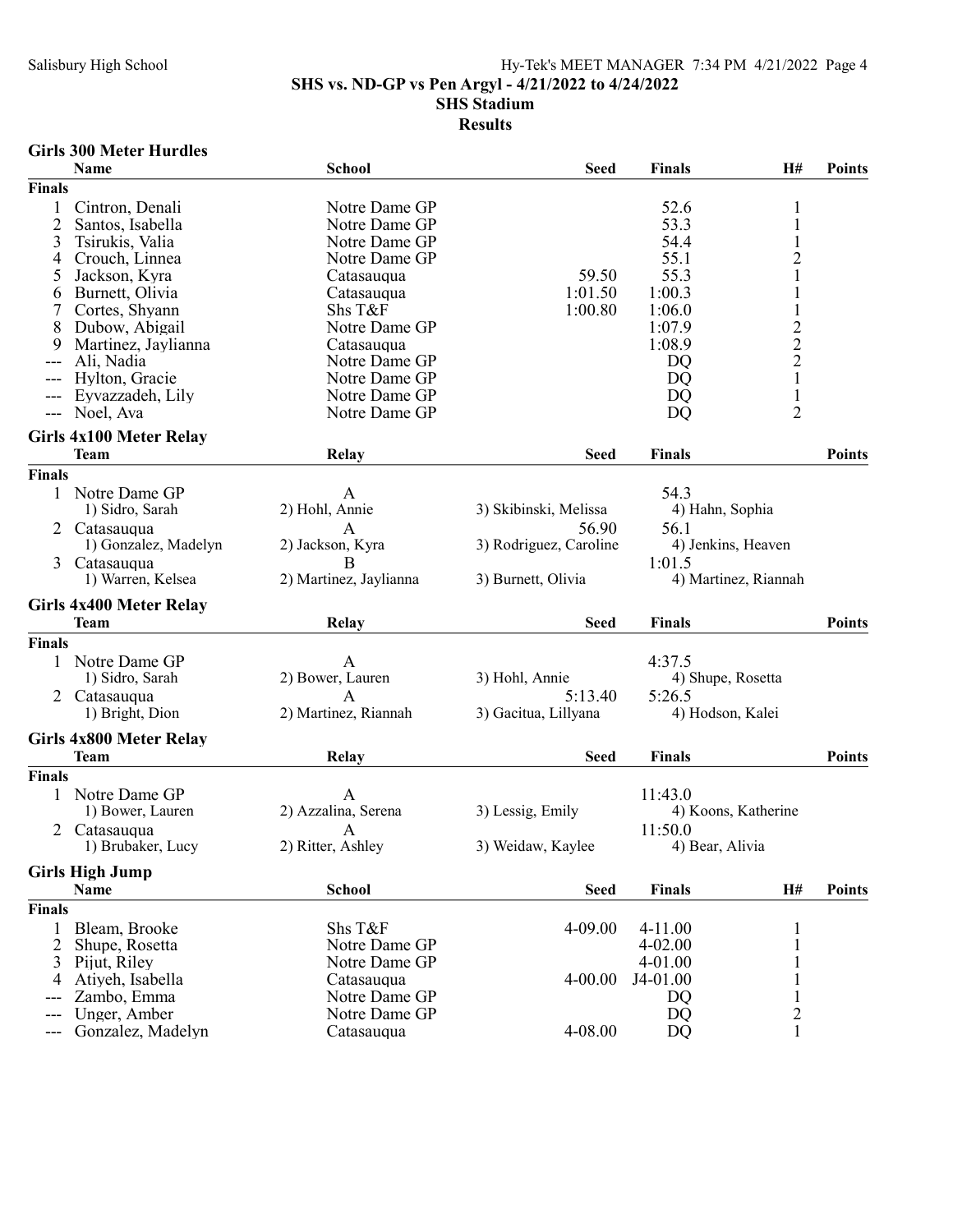## SHS vs. ND-GP vs Pen Argyl - 4/21/2022 to 4/24/2022

### SHS Stadium

### Results

#### Girls 300 Meter Hurdles

| | Name | School | Seed | Finals | H# | Points |
|---|---|---|---|---|---|---|
| **Finals** | | | | | | |
| 1 | Cintron, Denali | Notre Dame GP | | 52.6 | 1 | |
| 2 | Santos, Isabella | Notre Dame GP | | 53.3 | 1 | |
| 3 | Tsirukis, Valia | Notre Dame GP | | 54.4 | 1 | |
| 4 | Crouch, Linnea | Notre Dame GP | | 55.1 | 2 | |
| 5 | Jackson, Kyra | Catasauqua | 59.50 | 55.3 | 1 | |
| 6 | Burnett, Olivia | Catasauqua | 1:01.50 | 1:00.3 | 1 | |
| 7 | Cortes, Shyann | Shs T&F | 1:00.80 | 1:06.0 | 1 | |
| 8 | Dubow, Abigail | Notre Dame GP | | 1:07.9 | 2 | |
| 9 | Martinez, Jaylianna | Catasauqua | | 1:08.9 | 2 | |
| --- | Ali, Nadia | Notre Dame GP | | DQ | 2 | |
| --- | Hylton, Gracie | Notre Dame GP | | DQ | 1 | |
| --- | Eyvazzadeh, Lily | Notre Dame GP | | DQ | 1 | |
| --- | Noel, Ava | Notre Dame GP | | DQ | 2 | |

#### Girls 4x100 Meter Relay

| | Team | Relay | Seed | Finals | Points |
|---|---|---|---|---|---|
| **Finals** | | | | | |
| 1 | Notre Dame GP | A | | 54.3 | |
| | 1) Sidro, Sarah | 2) Hohl, Annie | 3) Skibinski, Melissa | 4) Hahn, Sophia | |
| 2 | Catasauqua | A | 56.90 | 56.1 | |
| | 1) Gonzalez, Madelyn | 2) Jackson, Kyra | 3) Rodriguez, Caroline | 4) Jenkins, Heaven | |
| 3 | Catasauqua | B | | 1:01.5 | |
| | 1) Warren, Kelsea | 2) Martinez, Jaylianna | 3) Burnett, Olivia | 4) Martinez, Riannah | |

#### Girls 4x400 Meter Relay

| | Team | Relay | Seed | Finals | Points |
|---|---|---|---|---|---|
| **Finals** | | | | | |
| 1 | Notre Dame GP | A | | 4:37.5 | |
| | 1) Sidro, Sarah | 2) Bower, Lauren | 3) Hohl, Annie | 4) Shupe, Rosetta | |
| 2 | Catasauqua | A | 5:13.40 | 5:26.5 | |
| | 1) Bright, Dion | 2) Martinez, Riannah | 3) Gacitua, Lillyana | 4) Hodson, Kalei | |

#### Girls 4x800 Meter Relay

| | Team | Relay | Seed | Finals | Points |
|---|---|---|---|---|---|
| **Finals** | | | | | |
| 1 | Notre Dame GP | A | | 11:43.0 | |
| | 1) Bower, Lauren | 2) Azzalina, Serena | 3) Lessig, Emily | 4) Koons, Katherine | |
| 2 | Catasauqua | A | | 11:50.0 | |
| | 1) Brubaker, Lucy | 2) Ritter, Ashley | 3) Weidaw, Kaylee | 4) Bear, Alivia | |

#### Girls High Jump

| | Name | School | Seed | Finals | H# | Points |
|---|---|---|---|---|---|---|
| **Finals** | | | | | | |
| 1 | Bleam, Brooke | Shs T&F | 4-09.00 | 4-11.00 | 1 | |
| 2 | Shupe, Rosetta | Notre Dame GP | | 4-02.00 | 1 | |
| 3 | Pijut, Riley | Notre Dame GP | | 4-01.00 | 1 | |
| 4 | Atiyeh, Isabella | Catasauqua | 4-00.00 | J4-01.00 | 1 | |
| --- | Zambo, Emma | Notre Dame GP | | DQ | 1 | |
| --- | Unger, Amber | Notre Dame GP | | DQ | 2 | |
| --- | Gonzalez, Madelyn | Catasauqua | 4-08.00 | DQ | 1 | |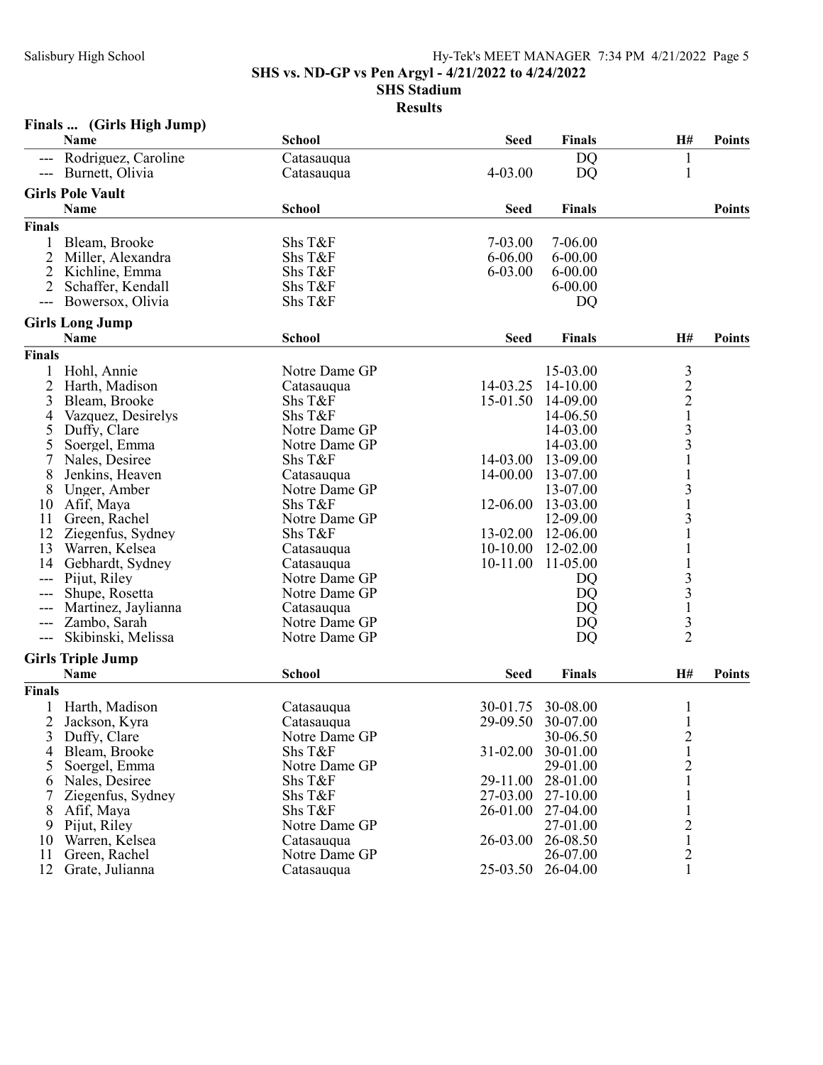**SHS vs. ND-GP vs Pen Argyl - 4/21/2022 to 4/24/2022**
**SHS Stadium**
**Results**

### Finals ... (Girls High Jump)

| | Name | School | Seed | Finals | H# | Points |
|---|---|---|---|---|---|---|
| --- | Rodriguez, Caroline | Catasauqua | | DQ | 1 | |
| --- | Burnett, Olivia | Catasauqua | 4-03.00 | DQ | 1 | |

### Girls Pole Vault

| | Name | School | Seed | Finals | Points |
|---|---|---|---|---|---|
| **Finals** | | | | | |
| 1 | Bleam, Brooke | Shs T&F | 7-03.00 | 7-06.00 | |
| 2 | Miller, Alexandra | Shs T&F | 6-06.00 | 6-00.00 | |
| 2 | Kichline, Emma | Shs T&F | 6-03.00 | 6-00.00 | |
| 2 | Schaffer, Kendall | Shs T&F | | 6-00.00 | |
| --- | Bowersox, Olivia | Shs T&F | | DQ | |

### Girls Long Jump

| | Name | School | Seed | Finals | H# | Points |
|---|---|---|---|---|---|---|
| **Finals** | | | | | | |
| 1 | Hohl, Annie | Notre Dame GP | | 15-03.00 | 3 | |
| 2 | Harth, Madison | Catasauqua | 14-03.25 | 14-10.00 | 2 | |
| 3 | Bleam, Brooke | Shs T&F | 15-01.50 | 14-09.00 | 2 | |
| 4 | Vazquez, Desirelys | Shs T&F | | 14-06.50 | 1 | |
| 5 | Duffy, Clare | Notre Dame GP | | 14-03.00 | 3 | |
| 5 | Soergel, Emma | Notre Dame GP | | 14-03.00 | 3 | |
| 7 | Nales, Desiree | Shs T&F | 14-03.00 | 13-09.00 | 1 | |
| 8 | Jenkins, Heaven | Catasauqua | 14-00.00 | 13-07.00 | 1 | |
| 8 | Unger, Amber | Notre Dame GP | | 13-07.00 | 3 | |
| 10 | Afif, Maya | Shs T&F | 12-06.00 | 13-03.00 | 1 | |
| 11 | Green, Rachel | Notre Dame GP | | 12-09.00 | 3 | |
| 12 | Ziegenfus, Sydney | Shs T&F | 13-02.00 | 12-06.00 | 1 | |
| 13 | Warren, Kelsea | Catasauqua | 10-10.00 | 12-02.00 | 1 | |
| 14 | Gebhardt, Sydney | Catasauqua | 10-11.00 | 11-05.00 | 1 | |
| --- | Pijut, Riley | Notre Dame GP | | DQ | 3 | |
| --- | Shupe, Rosetta | Notre Dame GP | | DQ | 3 | |
| --- | Martinez, Jaylianna | Catasauqua | | DQ | 1 | |
| --- | Zambo, Sarah | Notre Dame GP | | DQ | 3 | |
| --- | Skibinski, Melissa | Notre Dame GP | | DQ | 2 | |

### Girls Triple Jump

| | Name | School | Seed | Finals | H# | Points |
|---|---|---|---|---|---|---|
| **Finals** | | | | | | |
| 1 | Harth, Madison | Catasauqua | 30-01.75 | 30-08.00 | 1 | |
| 2 | Jackson, Kyra | Catasauqua | 29-09.50 | 30-07.00 | 1 | |
| 3 | Duffy, Clare | Notre Dame GP | | 30-06.50 | 2 | |
| 4 | Bleam, Brooke | Shs T&F | 31-02.00 | 30-01.00 | 1 | |
| 5 | Soergel, Emma | Notre Dame GP | | 29-01.00 | 2 | |
| 6 | Nales, Desiree | Shs T&F | 29-11.00 | 28-01.00 | 1 | |
| 7 | Ziegenfus, Sydney | Shs T&F | 27-03.00 | 27-10.00 | 1 | |
| 8 | Afif, Maya | Shs T&F | 26-01.00 | 27-04.00 | 1 | |
| 9 | Pijut, Riley | Notre Dame GP | | 27-01.00 | 2 | |
| 10 | Warren, Kelsea | Catasauqua | 26-03.00 | 26-08.50 | 1 | |
| 11 | Green, Rachel | Notre Dame GP | | 26-07.00 | 2 | |
| 12 | Grate, Julianna | Catasauqua | 25-03.50 | 26-04.00 | 1 | |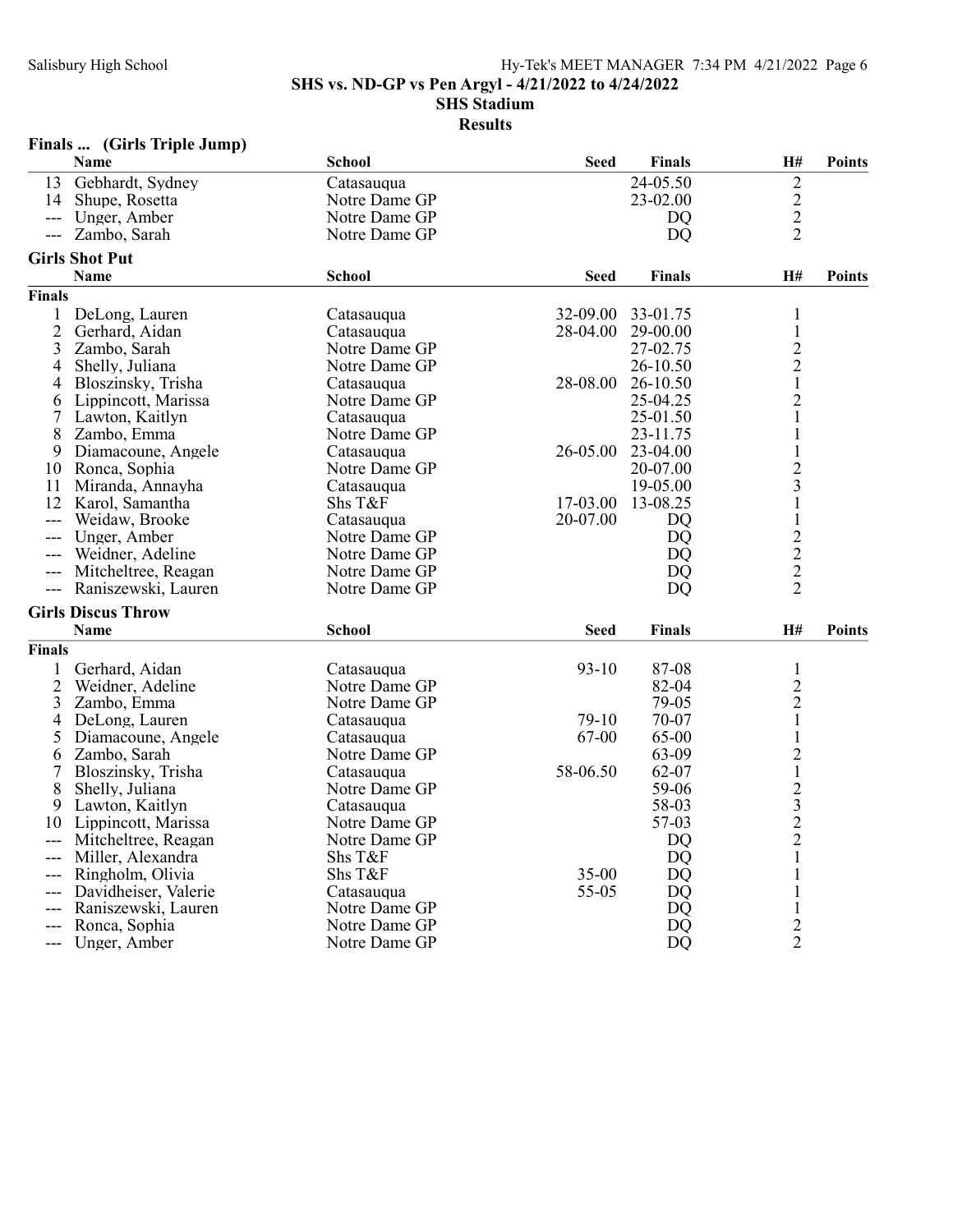SHS vs. ND-GP vs Pen Argyl - 4/21/2022 to 4/24/2022

SHS Stadium

Results

## Finals ... (Girls Triple Jump)

| | Name | School | Seed | Finals | H# | Points |
|---|---|---|---|---|---|---|
| 13 | Gebhardt, Sydney | Catasauqua | | 24-05.50 | 2 | |
| 14 | Shupe, Rosetta | Notre Dame GP | | 23-02.00 | 2 | |
| --- | Unger, Amber | Notre Dame GP | | DQ | 2 | |
| --- | Zambo, Sarah | Notre Dame GP | | DQ | 2 | |

## Girls Shot Put

| | Name | School | Seed | Finals | H# | Points |
|---|---|---|---|---|---|---|
| **Finals** | | | | | | |
| 1 | DeLong, Lauren | Catasauqua | 32-09.00 | 33-01.75 | 1 | |
| 2 | Gerhard, Aidan | Catasauqua | 28-04.00 | 29-00.00 | 1 | |
| 3 | Zambo, Sarah | Notre Dame GP | | 27-02.75 | 2 | |
| 4 | Shelly, Juliana | Notre Dame GP | | 26-10.50 | 2 | |
| 4 | Bloszinsky, Trisha | Catasauqua | 28-08.00 | 26-10.50 | 1 | |
| 6 | Lippincott, Marissa | Notre Dame GP | | 25-04.25 | 2 | |
| 7 | Lawton, Kaitlyn | Catasauqua | | 25-01.50 | 1 | |
| 8 | Zambo, Emma | Notre Dame GP | | 23-11.75 | 1 | |
| 9 | Diamacoune, Angele | Catasauqua | 26-05.00 | 23-04.00 | 1 | |
| 10 | Ronca, Sophia | Notre Dame GP | | 20-07.00 | 2 | |
| 11 | Miranda, Annayha | Catasauqua | | 19-05.00 | 3 | |
| 12 | Karol, Samantha | Shs T&F | 17-03.00 | 13-08.25 | 1 | |
| --- | Weidaw, Brooke | Catasauqua | 20-07.00 | DQ | 1 | |
| --- | Unger, Amber | Notre Dame GP | | DQ | 2 | |
| --- | Weidner, Adeline | Notre Dame GP | | DQ | 2 | |
| --- | Mitcheltree, Reagan | Notre Dame GP | | DQ | 2 | |
| --- | Raniszewski, Lauren | Notre Dame GP | | DQ | 2 | |

## Girls Discus Throw

| | Name | School | Seed | Finals | H# | Points |
|---|---|---|---|---|---|---|
| **Finals** | | | | | | |
| 1 | Gerhard, Aidan | Catasauqua | 93-10 | 87-08 | 1 | |
| 2 | Weidner, Adeline | Notre Dame GP | | 82-04 | 2 | |
| 3 | Zambo, Emma | Notre Dame GP | | 79-05 | 2 | |
| 4 | DeLong, Lauren | Catasauqua | 79-10 | 70-07 | 1 | |
| 5 | Diamacoune, Angele | Catasauqua | 67-00 | 65-00 | 1 | |
| 6 | Zambo, Sarah | Notre Dame GP | | 63-09 | 2 | |
| 7 | Bloszinsky, Trisha | Catasauqua | 58-06.50 | 62-07 | 1 | |
| 8 | Shelly, Juliana | Notre Dame GP | | 59-06 | 2 | |
| 9 | Lawton, Kaitlyn | Catasauqua | | 58-03 | 3 | |
| 10 | Lippincott, Marissa | Notre Dame GP | | 57-03 | 2 | |
| --- | Mitcheltree, Reagan | Notre Dame GP | | DQ | 2 | |
| --- | Miller, Alexandra | Shs T&F | | DQ | 1 | |
| --- | Ringholm, Olivia | Shs T&F | 35-00 | DQ | 1 | |
| --- | Davidheiser, Valerie | Catasauqua | 55-05 | DQ | 1 | |
| --- | Raniszewski, Lauren | Notre Dame GP | | DQ | 1 | |
| --- | Ronca, Sophia | Notre Dame GP | | DQ | 2 | |
| --- | Unger, Amber | Notre Dame GP | | DQ | 2 | |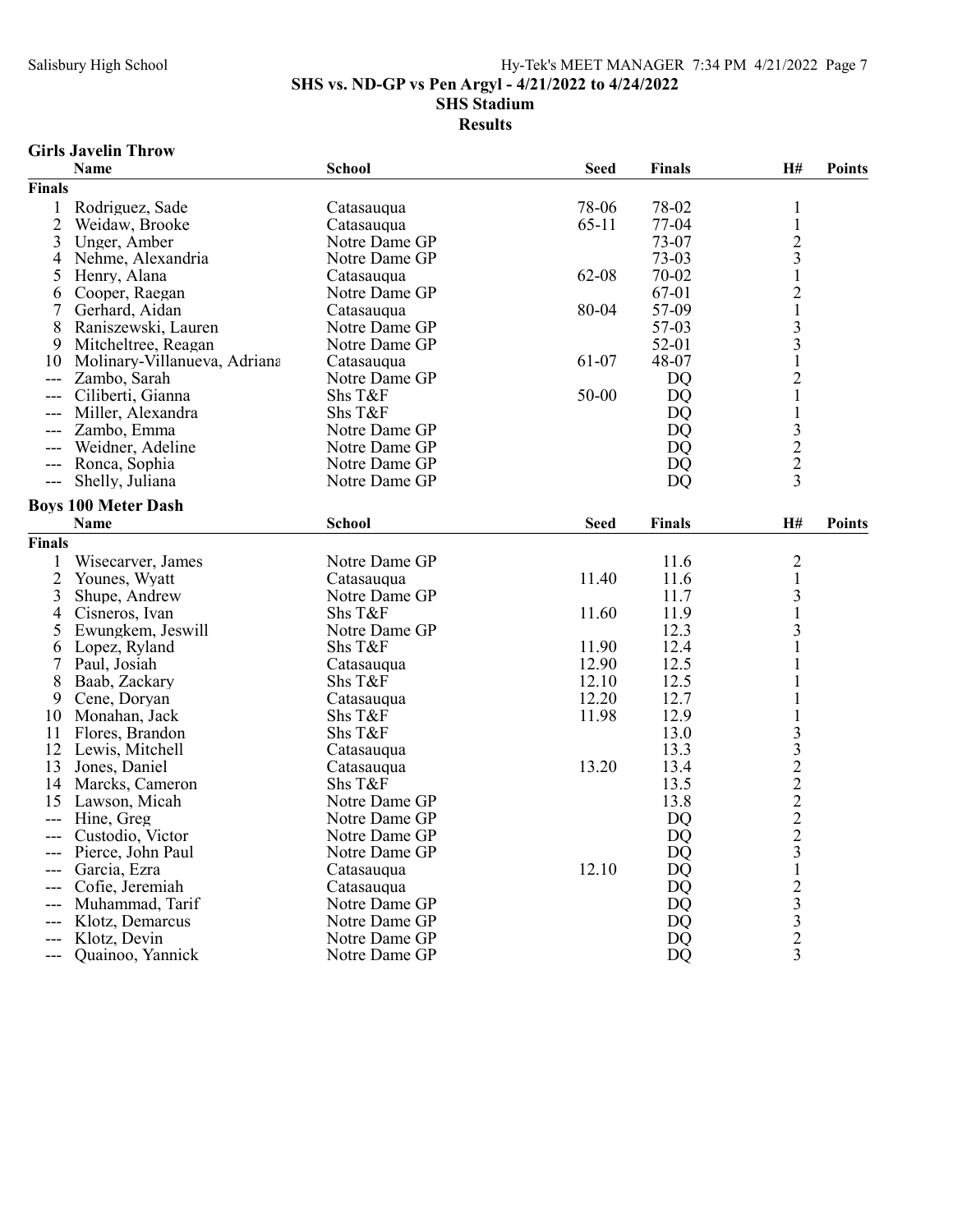SHS vs. ND-GP vs Pen Argyl - 4/21/2022 to 4/24/2022

SHS Stadium

Results

### Girls Javelin Throw

| | Name | School | Seed | Finals | H# | Points |
|---|---|---|---|---|---|---|
| **Finals** | | | | | | |
| 1 | Rodriguez, Sade | Catasauqua | 78-06 | 78-02 | 1 | |
| 2 | Weidaw, Brooke | Catasauqua | 65-11 | 77-04 | 1 | |
| 3 | Unger, Amber | Notre Dame GP | | 73-07 | 2 | |
| 4 | Nehme, Alexandria | Notre Dame GP | | 73-03 | 3 | |
| 5 | Henry, Alana | Catasauqua | 62-08 | 70-02 | 1 | |
| 6 | Cooper, Raegan | Notre Dame GP | | 67-01 | 2 | |
| 7 | Gerhard, Aidan | Catasauqua | 80-04 | 57-09 | 1 | |
| 8 | Raniszewski, Lauren | Notre Dame GP | | 57-03 | 3 | |
| 9 | Mitcheltree, Reagan | Notre Dame GP | | 52-01 | 3 | |
| 10 | Molinary-Villanueva, Adriana | Catasauqua | 61-07 | 48-07 | 1 | |
| --- | Zambo, Sarah | Notre Dame GP | | DQ | 2 | |
| --- | Ciliberti, Gianna | Shs T&F | 50-00 | DQ | 1 | |
| --- | Miller, Alexandra | Shs T&F | | DQ | 1 | |
| --- | Zambo, Emma | Notre Dame GP | | DQ | 3 | |
| --- | Weidner, Adeline | Notre Dame GP | | DQ | 2 | |
| --- | Ronca, Sophia | Notre Dame GP | | DQ | 2 | |
| --- | Shelly, Juliana | Notre Dame GP | | DQ | 3 | |

### Boys 100 Meter Dash

| | Name | School | Seed | Finals | H# | Points |
|---|---|---|---|---|---|---|
| **Finals** | | | | | | |
| 1 | Wisecarver, James | Notre Dame GP | | 11.6 | 2 | |
| 2 | Younes, Wyatt | Catasauqua | 11.40 | 11.6 | 1 | |
| 3 | Shupe, Andrew | Notre Dame GP | | 11.7 | 3 | |
| 4 | Cisneros, Ivan | Shs T&F | 11.60 | 11.9 | 1 | |
| 5 | Ewungkem, Jeswill | Notre Dame GP | | 12.3 | 3 | |
| 6 | Lopez, Ryland | Shs T&F | 11.90 | 12.4 | 1 | |
| 7 | Paul, Josiah | Catasauqua | 12.90 | 12.5 | 1 | |
| 8 | Baab, Zackary | Shs T&F | 12.10 | 12.5 | 1 | |
| 9 | Cene, Doryan | Catasauqua | 12.20 | 12.7 | 1 | |
| 10 | Monahan, Jack | Shs T&F | 11.98 | 12.9 | 1 | |
| 11 | Flores, Brandon | Shs T&F | | 13.0 | 3 | |
| 12 | Lewis, Mitchell | Catasauqua | | 13.3 | 3 | |
| 13 | Jones, Daniel | Catasauqua | 13.20 | 13.4 | 2 | |
| 14 | Marcks, Cameron | Shs T&F | | 13.5 | 2 | |
| 15 | Lawson, Micah | Notre Dame GP | | 13.8 | 2 | |
| --- | Hine, Greg | Notre Dame GP | | DQ | 2 | |
| --- | Custodio, Victor | Notre Dame GP | | DQ | 2 | |
| --- | Pierce, John Paul | Notre Dame GP | | DQ | 3 | |
| --- | Garcia, Ezra | Catasauqua | 12.10 | DQ | 1 | |
| --- | Cofie, Jeremiah | Catasauqua | | DQ | 2 | |
| --- | Muhammad, Tarif | Notre Dame GP | | DQ | 3 | |
| --- | Klotz, Demarcus | Notre Dame GP | | DQ | 3 | |
| --- | Klotz, Devin | Notre Dame GP | | DQ | 2 | |
| --- | Quainoo, Yannick | Notre Dame GP | | DQ | 3 | |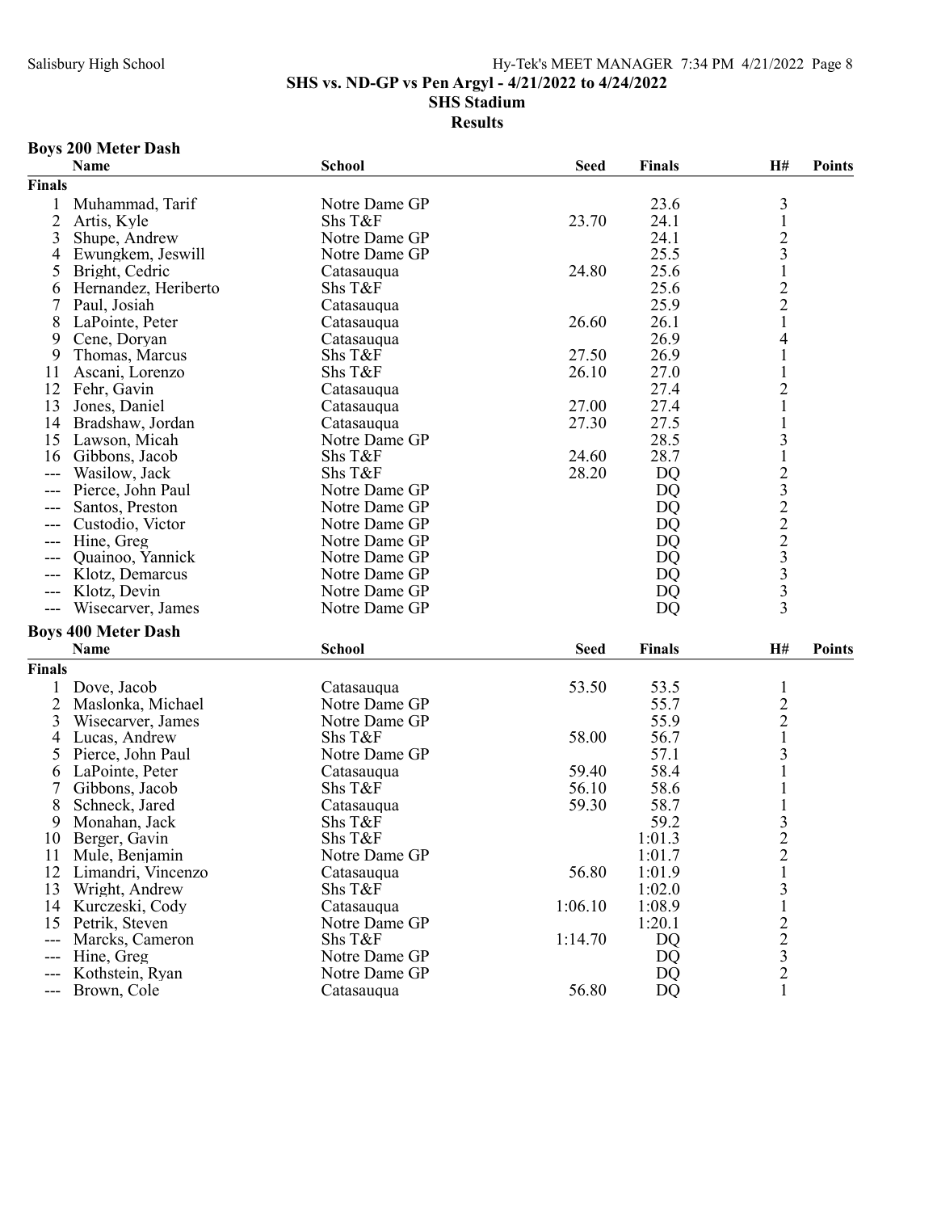# SHS vs. ND-GP vs Pen Argyl - 4/21/2022 to 4/24/2022

## SHS Stadium

## Results

### Boys 200 Meter Dash

| | Name | School | Seed | Finals | H# | Points |
|---|---|---|---|---|---|---|
| **Finals** | | | | | | |
| 1 | Muhammad, Tarif | Notre Dame GP | | 23.6 | 3 | |
| 2 | Artis, Kyle | Shs T&F | 23.70 | 24.1 | 1 | |
| 3 | Shupe, Andrew | Notre Dame GP | | 24.1 | 2 | |
| 4 | Ewungkem, Jeswill | Notre Dame GP | | 25.5 | 3 | |
| 5 | Bright, Cedric | Catasauqua | 24.80 | 25.6 | 1 | |
| 6 | Hernandez, Heriberto | Shs T&F | | 25.6 | 2 | |
| 7 | Paul, Josiah | Catasauqua | | 25.9 | 2 | |
| 8 | LaPointe, Peter | Catasauqua | 26.60 | 26.1 | 1 | |
| 9 | Cene, Doryan | Catasauqua | | 26.9 | 4 | |
| 9 | Thomas, Marcus | Shs T&F | 27.50 | 26.9 | 1 | |
| 11 | Ascani, Lorenzo | Shs T&F | 26.10 | 27.0 | 1 | |
| 12 | Fehr, Gavin | Catasauqua | | 27.4 | 2 | |
| 13 | Jones, Daniel | Catasauqua | 27.00 | 27.4 | 1 | |
| 14 | Bradshaw, Jordan | Catasauqua | 27.30 | 27.5 | 1 | |
| 15 | Lawson, Micah | Notre Dame GP | | 28.5 | 3 | |
| 16 | Gibbons, Jacob | Shs T&F | 24.60 | 28.7 | 1 | |
| --- | Wasilow, Jack | Shs T&F | 28.20 | DQ | 2 | |
| --- | Pierce, John Paul | Notre Dame GP | | DQ | 3 | |
| --- | Santos, Preston | Notre Dame GP | | DQ | 2 | |
| --- | Custodio, Victor | Notre Dame GP | | DQ | 2 | |
| --- | Hine, Greg | Notre Dame GP | | DQ | 2 | |
| --- | Quainoo, Yannick | Notre Dame GP | | DQ | 3 | |
| --- | Klotz, Demarcus | Notre Dame GP | | DQ | 3 | |
| --- | Klotz, Devin | Notre Dame GP | | DQ | 3 | |
| --- | Wisecarver, James | Notre Dame GP | | DQ | 3 | |

### Boys 400 Meter Dash

| | Name | School | Seed | Finals | H# | Points |
|---|---|---|---|---|---|---|
| **Finals** | | | | | | |
| 1 | Dove, Jacob | Catasauqua | 53.50 | 53.5 | 1 | |
| 2 | Maslonka, Michael | Notre Dame GP | | 55.7 | 2 | |
| 3 | Wisecarver, James | Notre Dame GP | | 55.9 | 2 | |
| 4 | Lucas, Andrew | Shs T&F | 58.00 | 56.7 | 1 | |
| 5 | Pierce, John Paul | Notre Dame GP | | 57.1 | 3 | |
| 6 | LaPointe, Peter | Catasauqua | 59.40 | 58.4 | 1 | |
| 7 | Gibbons, Jacob | Shs T&F | 56.10 | 58.6 | 1 | |
| 8 | Schneck, Jared | Catasauqua | 59.30 | 58.7 | 1 | |
| 9 | Monahan, Jack | Shs T&F | | 59.2 | 3 | |
| 10 | Berger, Gavin | Shs T&F | | 1:01.3 | 2 | |
| 11 | Mule, Benjamin | Notre Dame GP | | 1:01.7 | 2 | |
| 12 | Limandri, Vincenzo | Catasauqua | 56.80 | 1:01.9 | 1 | |
| 13 | Wright, Andrew | Shs T&F | | 1:02.0 | 3 | |
| 14 | Kurczeski, Cody | Catasauqua | 1:06.10 | 1:08.9 | 1 | |
| 15 | Petrik, Steven | Notre Dame GP | | 1:20.1 | 2 | |
| --- | Marcks, Cameron | Shs T&F | 1:14.70 | DQ | 2 | |
| --- | Hine, Greg | Notre Dame GP | | DQ | 3 | |
| --- | Kothstein, Ryan | Notre Dame GP | | DQ | 2 | |
| --- | Brown, Cole | Catasauqua | 56.80 | DQ | 1 | |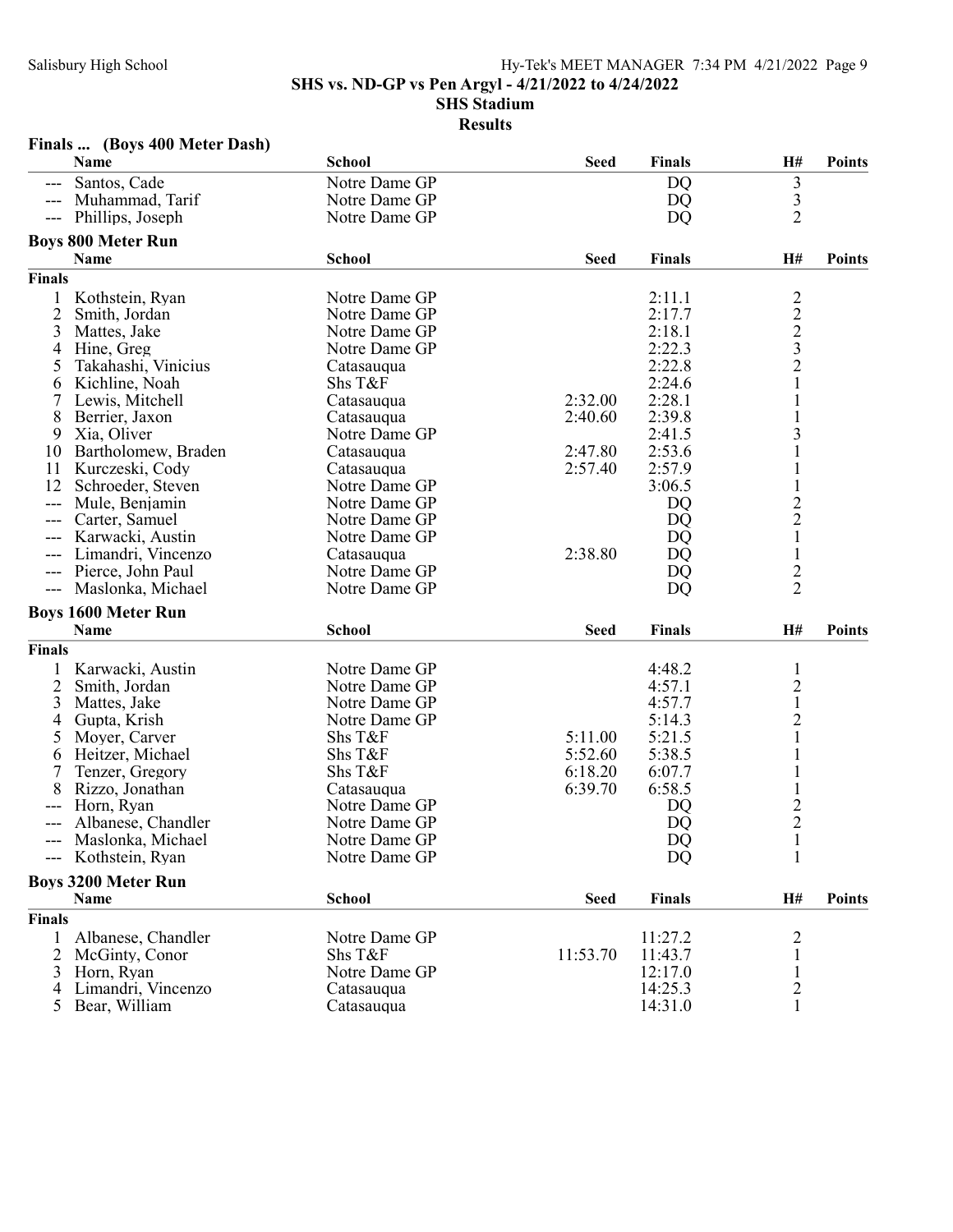Salisbury High School

**SHS vs. ND-GP vs Pen Argyl - 4/21/2022 to 4/24/2022**
**SHS Stadium**
**Results**

### Finals ... (Boys 400 Meter Dash)

| | Name | School | Seed | Finals | H# | Points |
|---|---|---|---|---|---|---|
| --- | Santos, Cade | Notre Dame GP | | DQ | 3 | |
| --- | Muhammad, Tarif | Notre Dame GP | | DQ | 3 | |
| --- | Phillips, Joseph | Notre Dame GP | | DQ | 2 | |

### Boys 800 Meter Run

| | Name | School | Seed | Finals | H# | Points |
|---|---|---|---|---|---|---|
| **Finals** | | | | | | |
| 1 | Kothstein, Ryan | Notre Dame GP | | 2:11.1 | 2 | |
| 2 | Smith, Jordan | Notre Dame GP | | 2:17.7 | 2 | |
| 3 | Mattes, Jake | Notre Dame GP | | 2:18.1 | 2 | |
| 4 | Hine, Greg | Notre Dame GP | | 2:22.3 | 3 | |
| 5 | Takahashi, Vinicius | Catasauqua | | 2:22.8 | 2 | |
| 6 | Kichline, Noah | Shs T&F | | 2:24.6 | 1 | |
| 7 | Lewis, Mitchell | Catasauqua | 2:32.00 | 2:28.1 | 1 | |
| 8 | Berrier, Jaxon | Catasauqua | 2:40.60 | 2:39.8 | 1 | |
| 9 | Xia, Oliver | Notre Dame GP | | 2:41.5 | 3 | |
| 10 | Bartholomew, Braden | Catasauqua | 2:47.80 | 2:53.6 | 1 | |
| 11 | Kurczeski, Cody | Catasauqua | 2:57.40 | 2:57.9 | 1 | |
| 12 | Schroeder, Steven | Notre Dame GP | | 3:06.5 | 1 | |
| --- | Mule, Benjamin | Notre Dame GP | | DQ | 2 | |
| --- | Carter, Samuel | Notre Dame GP | | DQ | 2 | |
| --- | Karwacki, Austin | Notre Dame GP | | DQ | 1 | |
| --- | Limandri, Vincenzo | Catasauqua | 2:38.80 | DQ | 1 | |
| --- | Pierce, John Paul | Notre Dame GP | | DQ | 2 | |
| --- | Maslonka, Michael | Notre Dame GP | | DQ | 2 | |

### Boys 1600 Meter Run

| | Name | School | Seed | Finals | H# | Points |
|---|---|---|---|---|---|---|
| **Finals** | | | | | | |
| 1 | Karwacki, Austin | Notre Dame GP | | 4:48.2 | 1 | |
| 2 | Smith, Jordan | Notre Dame GP | | 4:57.1 | 2 | |
| 3 | Mattes, Jake | Notre Dame GP | | 4:57.7 | 1 | |
| 4 | Gupta, Krish | Notre Dame GP | | 5:14.3 | 2 | |
| 5 | Moyer, Carver | Shs T&F | 5:11.00 | 5:21.5 | 1 | |
| 6 | Heitzer, Michael | Shs T&F | 5:52.60 | 5:38.5 | 1 | |
| 7 | Tenzer, Gregory | Shs T&F | 6:18.20 | 6:07.7 | 1 | |
| 8 | Rizzo, Jonathan | Catasauqua | 6:39.70 | 6:58.5 | 1 | |
| --- | Horn, Ryan | Notre Dame GP | | DQ | 2 | |
| --- | Albanese, Chandler | Notre Dame GP | | DQ | 2 | |
| --- | Maslonka, Michael | Notre Dame GP | | DQ | 1 | |
| --- | Kothstein, Ryan | Notre Dame GP | | DQ | 1 | |

### Boys 3200 Meter Run

| | Name | School | Seed | Finals | H# | Points |
|---|---|---|---|---|---|---|
| **Finals** | | | | | | |
| 1 | Albanese, Chandler | Notre Dame GP | | 11:27.2 | 2 | |
| 2 | McGinty, Conor | Shs T&F | 11:53.70 | 11:43.7 | 1 | |
| 3 | Horn, Ryan | Notre Dame GP | | 12:17.0 | 1 | |
| 4 | Limandri, Vincenzo | Catasauqua | | 14:25.3 | 2 | |
| 5 | Bear, William | Catasauqua | | 14:31.0 | 1 | |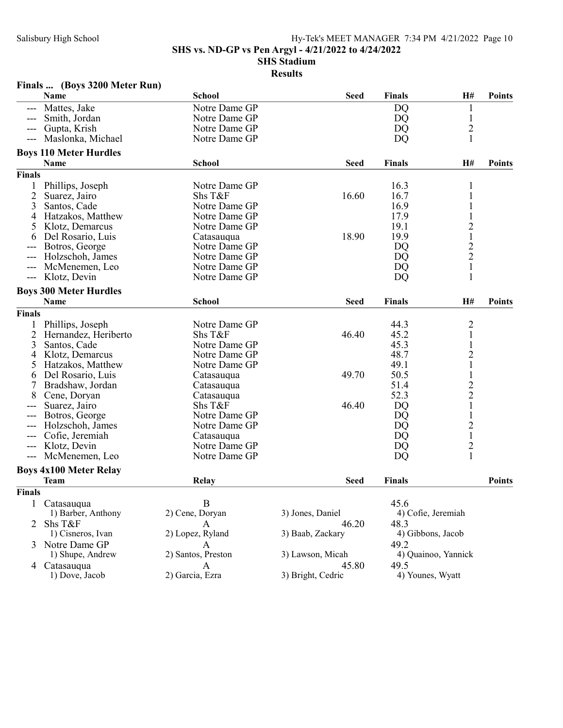## SHS vs. ND-GP vs Pen Argyl - 4/21/2022 to 4/24/2022

### SHS Stadium

### Results

### Finals ... (Boys 3200 Meter Run)

| | Name | School | Seed | Finals | H# | Points |
|---|---|---|---|---|---|---|
| --- | Mattes, Jake | Notre Dame GP | | DQ | 1 | |
| --- | Smith, Jordan | Notre Dame GP | | DQ | 1 | |
| --- | Gupta, Krish | Notre Dame GP | | DQ | 2 | |
| --- | Maslonka, Michael | Notre Dame GP | | DQ | 1 | |

### Boys 110 Meter Hurdles

| | Name | School | Seed | Finals | H# | Points |
|---|---|---|---|---|---|---|
| **Finals** | | | | | | |
| 1 | Phillips, Joseph | Notre Dame GP | | 16.3 | 1 | |
| 2 | Suarez, Jairo | Shs T&F | 16.60 | 16.7 | 1 | |
| 3 | Santos, Cade | Notre Dame GP | | 16.9 | 1 | |
| 4 | Hatzakos, Matthew | Notre Dame GP | | 17.9 | 1 | |
| 5 | Klotz, Demarcus | Notre Dame GP | | 19.1 | 2 | |
| 6 | Del Rosario, Luis | Catasauqua | 18.90 | 19.9 | 1 | |
| --- | Botros, George | Notre Dame GP | | DQ | 2 | |
| --- | Holzschoh, James | Notre Dame GP | | DQ | 2 | |
| --- | McMenemen, Leo | Notre Dame GP | | DQ | 1 | |
| --- | Klotz, Devin | Notre Dame GP | | DQ | 1 | |

### Boys 300 Meter Hurdles

| | Name | School | Seed | Finals | H# | Points |
|---|---|---|---|---|---|---|
| **Finals** | | | | | | |
| 1 | Phillips, Joseph | Notre Dame GP | | 44.3 | 2 | |
| 2 | Hernandez, Heriberto | Shs T&F | 46.40 | 45.2 | 1 | |
| 3 | Santos, Cade | Notre Dame GP | | 45.3 | 1 | |
| 4 | Klotz, Demarcus | Notre Dame GP | | 48.7 | 2 | |
| 5 | Hatzakos, Matthew | Notre Dame GP | | 49.1 | 1 | |
| 6 | Del Rosario, Luis | Catasauqua | 49.70 | 50.5 | 1 | |
| 7 | Bradshaw, Jordan | Catasauqua | | 51.4 | 2 | |
| 8 | Cene, Doryan | Catasauqua | | 52.3 | 2 | |
| --- | Suarez, Jairo | Shs T&F | 46.40 | DQ | 1 | |
| --- | Botros, George | Notre Dame GP | | DQ | 1 | |
| --- | Holzschoh, James | Notre Dame GP | | DQ | 2 | |
| --- | Cofie, Jeremiah | Catasauqua | | DQ | 1 | |
| --- | Klotz, Devin | Notre Dame GP | | DQ | 2 | |
| --- | McMenemen, Leo | Notre Dame GP | | DQ | 1 | |

### Boys 4x100 Meter Relay

| | Team | Relay | Seed | Finals | Points |
|---|---|---|---|---|---|
| **Finals** | | | | | |
| 1 | Catasauqua | B | | 45.6 | |
| | 1) Barber, Anthony | 2) Cene, Doryan | 3) Jones, Daniel | 4) Cofie, Jeremiah | |
| 2 | Shs T&F | A | 46.20 | 48.3 | |
| | 1) Cisneros, Ivan | 2) Lopez, Ryland | 3) Baab, Zackary | 4) Gibbons, Jacob | |
| 3 | Notre Dame GP | A | | 49.2 | |
| | 1) Shupe, Andrew | 2) Santos, Preston | 3) Lawson, Micah | 4) Quainoo, Yannick | |
| 4 | Catasauqua | A | 45.80 | 49.5 | |
| | 1) Dove, Jacob | 2) Garcia, Ezra | 3) Bright, Cedric | 4) Younes, Wyatt | |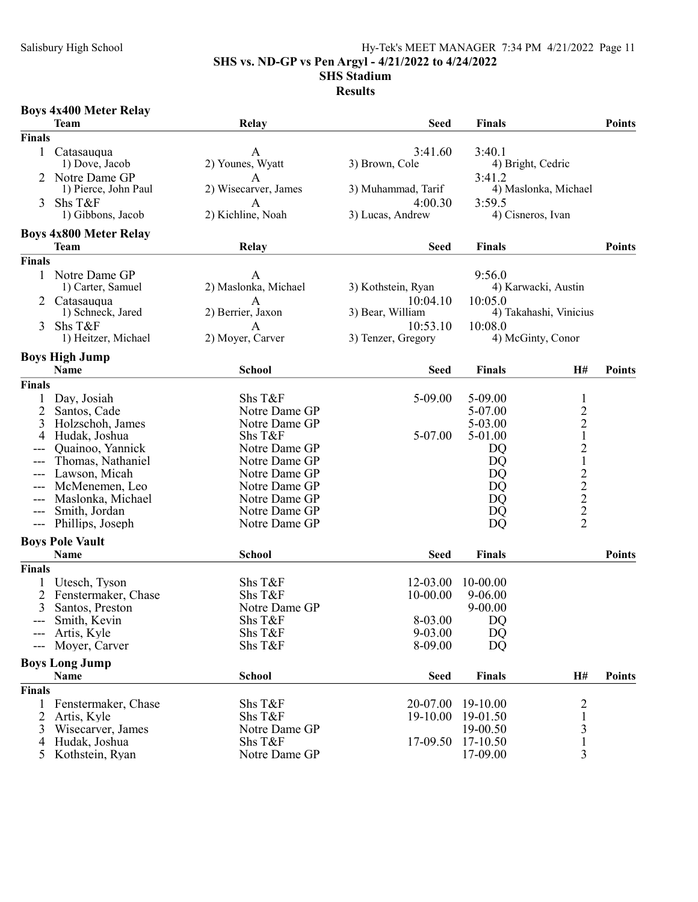# SHS vs. ND-GP vs Pen Argyl - 4/21/2022 to 4/24/2022

## SHS Stadium

## Results

### Boys 4x400 Meter Relay

| | Team | Relay | Seed | Finals | Points |
|---|---|---|---|---|---|
| **Finals** | | | | | |
| 1 | Catasauqua | A | 3:41.60 | 3:40.1 | |
| | 1) Dove, Jacob | 2) Younes, Wyatt | 3) Brown, Cole | 4) Bright, Cedric | |
| 2 | Notre Dame GP | A | | 3:41.2 | |
| | 1) Pierce, John Paul | 2) Wisecarver, James | 3) Muhammad, Tarif | 4) Maslonka, Michael | |
| 3 | Shs T&F | A | 4:00.30 | 3:59.5 | |
| | 1) Gibbons, Jacob | 2) Kichline, Noah | 3) Lucas, Andrew | 4) Cisneros, Ivan | |

### Boys 4x800 Meter Relay

| | Team | Relay | Seed | Finals | Points |
|---|---|---|---|---|---|
| **Finals** | | | | | |
| 1 | Notre Dame GP | A | | 9:56.0 | |
| | 1) Carter, Samuel | 2) Maslonka, Michael | 3) Kothstein, Ryan | 4) Karwacki, Austin | |
| 2 | Catasauqua | A | 10:04.10 | 10:05.0 | |
| | 1) Schneck, Jared | 2) Berrier, Jaxon | 3) Bear, William | 4) Takahashi, Vinicius | |
| 3 | Shs T&F | A | 10:53.10 | 10:08.0 | |
| | 1) Heitzer, Michael | 2) Moyer, Carver | 3) Tenzer, Gregory | 4) McGinty, Conor | |

### Boys High Jump

| | Name | School | Seed | Finals | H# | Points |
|---|---|---|---|---|---|---|
| **Finals** | | | | | | |
| 1 | Day, Josiah | Shs T&F | 5-09.00 | 5-09.00 | 1 | |
| 2 | Santos, Cade | Notre Dame GP | | 5-07.00 | 2 | |
| 3 | Holzschoh, James | Notre Dame GP | | 5-03.00 | 2 | |
| 4 | Hudak, Joshua | Shs T&F | 5-07.00 | 5-01.00 | 1 | |
| --- | Quainoo, Yannick | Notre Dame GP | | DQ | 2 | |
| --- | Thomas, Nathaniel | Notre Dame GP | | DQ | 1 | |
| --- | Lawson, Micah | Notre Dame GP | | DQ | 2 | |
| --- | McMenemen, Leo | Notre Dame GP | | DQ | 2 | |
| --- | Maslonka, Michael | Notre Dame GP | | DQ | 2 | |
| --- | Smith, Jordan | Notre Dame GP | | DQ | 2 | |
| --- | Phillips, Joseph | Notre Dame GP | | DQ | 2 | |

### Boys Pole Vault

| | Name | School | Seed | Finals | Points |
|---|---|---|---|---|---|
| **Finals** | | | | | |
| 1 | Utesch, Tyson | Shs T&F | 12-03.00 | 10-00.00 | |
| 2 | Fenstermaker, Chase | Shs T&F | 10-00.00 | 9-06.00 | |
| 3 | Santos, Preston | Notre Dame GP | | 9-00.00 | |
| --- | Smith, Kevin | Shs T&F | 8-03.00 | DQ | |
| --- | Artis, Kyle | Shs T&F | 9-03.00 | DQ | |
| --- | Moyer, Carver | Shs T&F | 8-09.00 | DQ | |

### Boys Long Jump

| | Name | School | Seed | Finals | H# | Points |
|---|---|---|---|---|---|---|
| **Finals** | | | | | | |
| 1 | Fenstermaker, Chase | Shs T&F | 20-07.00 | 19-10.00 | 2 | |
| 2 | Artis, Kyle | Shs T&F | 19-10.00 | 19-01.50 | 1 | |
| 3 | Wisecarver, James | Notre Dame GP | | 19-00.50 | 3 | |
| 4 | Hudak, Joshua | Shs T&F | 17-09.50 | 17-10.50 | 1 | |
| 5 | Kothstein, Ryan | Notre Dame GP | | 17-09.00 | 3 | |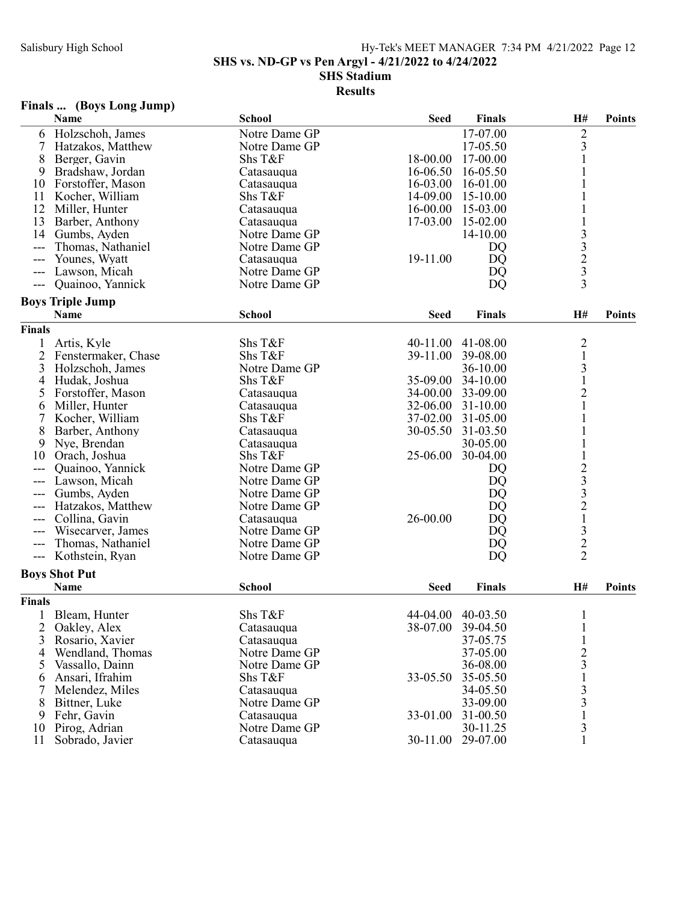**SHS vs. ND-GP vs Pen Argyl - 4/21/2022 to 4/24/2022**
**SHS Stadium**
**Results**

## Finals ... (Boys Long Jump)

| | Name | School | Seed | Finals | H# | Points |
|---|---|---|---|---|---|---|
| 6 | Holzschoh, James | Notre Dame GP | | 17-07.00 | 2 | |
| 7 | Hatzakos, Matthew | Notre Dame GP | | 17-05.50 | 3 | |
| 8 | Berger, Gavin | Shs T&F | 18-00.00 | 17-00.00 | 1 | |
| 9 | Bradshaw, Jordan | Catasauqua | 16-06.50 | 16-05.50 | 1 | |
| 10 | Forstoffer, Mason | Catasauqua | 16-03.00 | 16-01.00 | 1 | |
| 11 | Kocher, William | Shs T&F | 14-09.00 | 15-10.00 | 1 | |
| 12 | Miller, Hunter | Catasauqua | 16-00.00 | 15-03.00 | 1 | |
| 13 | Barber, Anthony | Catasauqua | 17-03.00 | 15-02.00 | 1 | |
| 14 | Gumbs, Ayden | Notre Dame GP | | 14-10.00 | 3 | |
| --- | Thomas, Nathaniel | Notre Dame GP | | DQ | 3 | |
| --- | Younes, Wyatt | Catasauqua | 19-11.00 | DQ | 2 | |
| --- | Lawson, Micah | Notre Dame GP | | DQ | 3 | |
| --- | Quainoo, Yannick | Notre Dame GP | | DQ | 3 | |

## Boys Triple Jump

| | Name | School | Seed | Finals | H# | Points |
|---|---|---|---|---|---|---|
| **Finals** | | | | | | |
| 1 | Artis, Kyle | Shs T&F | 40-11.00 | 41-08.00 | 2 | |
| 2 | Fenstermaker, Chase | Shs T&F | 39-11.00 | 39-08.00 | 1 | |
| 3 | Holzschoh, James | Notre Dame GP | | 36-10.00 | 3 | |
| 4 | Hudak, Joshua | Shs T&F | 35-09.00 | 34-10.00 | 1 | |
| 5 | Forstoffer, Mason | Catasauqua | 34-00.00 | 33-09.00 | 2 | |
| 6 | Miller, Hunter | Catasauqua | 32-06.00 | 31-10.00 | 1 | |
| 7 | Kocher, William | Shs T&F | 37-02.00 | 31-05.00 | 1 | |
| 8 | Barber, Anthony | Catasauqua | 30-05.50 | 31-03.50 | 1 | |
| 9 | Nye, Brendan | Catasauqua | | 30-05.00 | 1 | |
| 10 | Orach, Joshua | Shs T&F | 25-06.00 | 30-04.00 | 1 | |
| --- | Quainoo, Yannick | Notre Dame GP | | DQ | 2 | |
| --- | Lawson, Micah | Notre Dame GP | | DQ | 3 | |
| --- | Gumbs, Ayden | Notre Dame GP | | DQ | 3 | |
| --- | Hatzakos, Matthew | Notre Dame GP | | DQ | 2 | |
| --- | Collina, Gavin | Catasauqua | 26-00.00 | DQ | 1 | |
| --- | Wisecarver, James | Notre Dame GP | | DQ | 3 | |
| --- | Thomas, Nathaniel | Notre Dame GP | | DQ | 2 | |
| --- | Kothstein, Ryan | Notre Dame GP | | DQ | 2 | |

## Boys Shot Put

| | Name | School | Seed | Finals | H# | Points |
|---|---|---|---|---|---|---|
| **Finals** | | | | | | |
| 1 | Bleam, Hunter | Shs T&F | 44-04.00 | 40-03.50 | 1 | |
| 2 | Oakley, Alex | Catasauqua | 38-07.00 | 39-04.50 | 1 | |
| 3 | Rosario, Xavier | Catasauqua | | 37-05.75 | 1 | |
| 4 | Wendland, Thomas | Notre Dame GP | | 37-05.00 | 2 | |
| 5 | Vassallo, Dainn | Notre Dame GP | | 36-08.00 | 3 | |
| 6 | Ansari, Ifrahim | Shs T&F | 33-05.50 | 35-05.50 | 1 | |
| 7 | Melendez, Miles | Catasauqua | | 34-05.50 | 3 | |
| 8 | Bittner, Luke | Notre Dame GP | | 33-09.00 | 3 | |
| 9 | Fehr, Gavin | Catasauqua | 33-01.00 | 31-00.50 | 1 | |
| 10 | Pirog, Adrian | Notre Dame GP | | 30-11.25 | 3 | |
| 11 | Sobrado, Javier | Catasauqua | 30-11.00 | 29-07.00 | 1 | |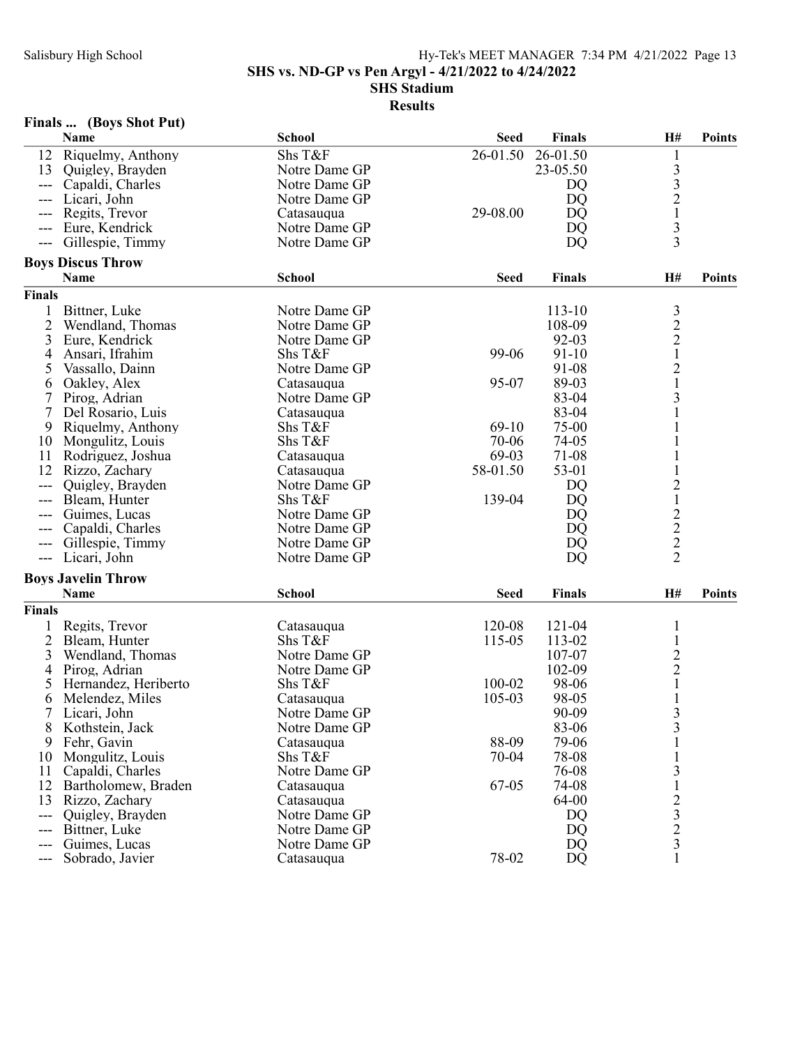## SHS vs. ND-GP vs Pen Argyl - 4/21/2022 to 4/24/2022

### SHS Stadium

### Results

**Finals ... (Boys Shot Put)**

| | Name | School | Seed | Finals | H# | Points |
|---|---|---|---|---|---|---|
| 12 | Riquelmy, Anthony | Shs T&F | 26-01.50 | 26-01.50 | 1 | |
| 13 | Quigley, Brayden | Notre Dame GP | | 23-05.50 | 3 | |
| --- | Capaldi, Charles | Notre Dame GP | | DQ | 3 | |
| --- | Licari, John | Notre Dame GP | | DQ | 2 | |
| --- | Regits, Trevor | Catasauqua | 29-08.00 | DQ | 1 | |
| --- | Eure, Kendrick | Notre Dame GP | | DQ | 3 | |
| --- | Gillespie, Timmy | Notre Dame GP | | DQ | 3 | |

**Boys Discus Throw**

| | Name | School | Seed | Finals | H# | Points |
|---|---|---|---|---|---|---|
| **Finals** | | | | | | |
| 1 | Bittner, Luke | Notre Dame GP | | 113-10 | 3 | |
| 2 | Wendland, Thomas | Notre Dame GP | | 108-09 | 2 | |
| 3 | Eure, Kendrick | Notre Dame GP | | 92-03 | 2 | |
| 4 | Ansari, Ifrahim | Shs T&F | 99-06 | 91-10 | 1 | |
| 5 | Vassallo, Dainn | Notre Dame GP | | 91-08 | 2 | |
| 6 | Oakley, Alex | Catasauqua | 95-07 | 89-03 | 1 | |
| 7 | Pirog, Adrian | Notre Dame GP | | 83-04 | 3 | |
| 7 | Del Rosario, Luis | Catasauqua | | 83-04 | 1 | |
| 9 | Riquelmy, Anthony | Shs T&F | 69-10 | 75-00 | 1 | |
| 10 | Mongulitz, Louis | Shs T&F | 70-06 | 74-05 | 1 | |
| 11 | Rodriguez, Joshua | Catasauqua | 69-03 | 71-08 | 1 | |
| 12 | Rizzo, Zachary | Catasauqua | 58-01.50 | 53-01 | 1 | |
| --- | Quigley, Brayden | Notre Dame GP | | DQ | 2 | |
| --- | Bleam, Hunter | Shs T&F | 139-04 | DQ | 1 | |
| --- | Guimes, Lucas | Notre Dame GP | | DQ | 2 | |
| --- | Capaldi, Charles | Notre Dame GP | | DQ | 2 | |
| --- | Gillespie, Timmy | Notre Dame GP | | DQ | 2 | |
| --- | Licari, John | Notre Dame GP | | DQ | 2 | |

**Boys Javelin Throw**

| | Name | School | Seed | Finals | H# | Points |
|---|---|---|---|---|---|---|
| **Finals** | | | | | | |
| 1 | Regits, Trevor | Catasauqua | 120-08 | 121-04 | 1 | |
| 2 | Bleam, Hunter | Shs T&F | 115-05 | 113-02 | 1 | |
| 3 | Wendland, Thomas | Notre Dame GP | | 107-07 | 2 | |
| 4 | Pirog, Adrian | Notre Dame GP | | 102-09 | 2 | |
| 5 | Hernandez, Heriberto | Shs T&F | 100-02 | 98-06 | 1 | |
| 6 | Melendez, Miles | Catasauqua | 105-03 | 98-05 | 1 | |
| 7 | Licari, John | Notre Dame GP | | 90-09 | 3 | |
| 8 | Kothstein, Jack | Notre Dame GP | | 83-06 | 3 | |
| 9 | Fehr, Gavin | Catasauqua | 88-09 | 79-06 | 1 | |
| 10 | Mongulitz, Louis | Shs T&F | 70-04 | 78-08 | 1 | |
| 11 | Capaldi, Charles | Notre Dame GP | | 76-08 | 3 | |
| 12 | Bartholomew, Braden | Catasauqua | 67-05 | 74-08 | 1 | |
| 13 | Rizzo, Zachary | Catasauqua | | 64-00 | 2 | |
| --- | Quigley, Brayden | Notre Dame GP | | DQ | 3 | |
| --- | Bittner, Luke | Notre Dame GP | | DQ | 2 | |
| --- | Guimes, Lucas | Notre Dame GP | | DQ | 3 | |
| --- | Sobrado, Javier | Catasauqua | 78-02 | DQ | 1 | |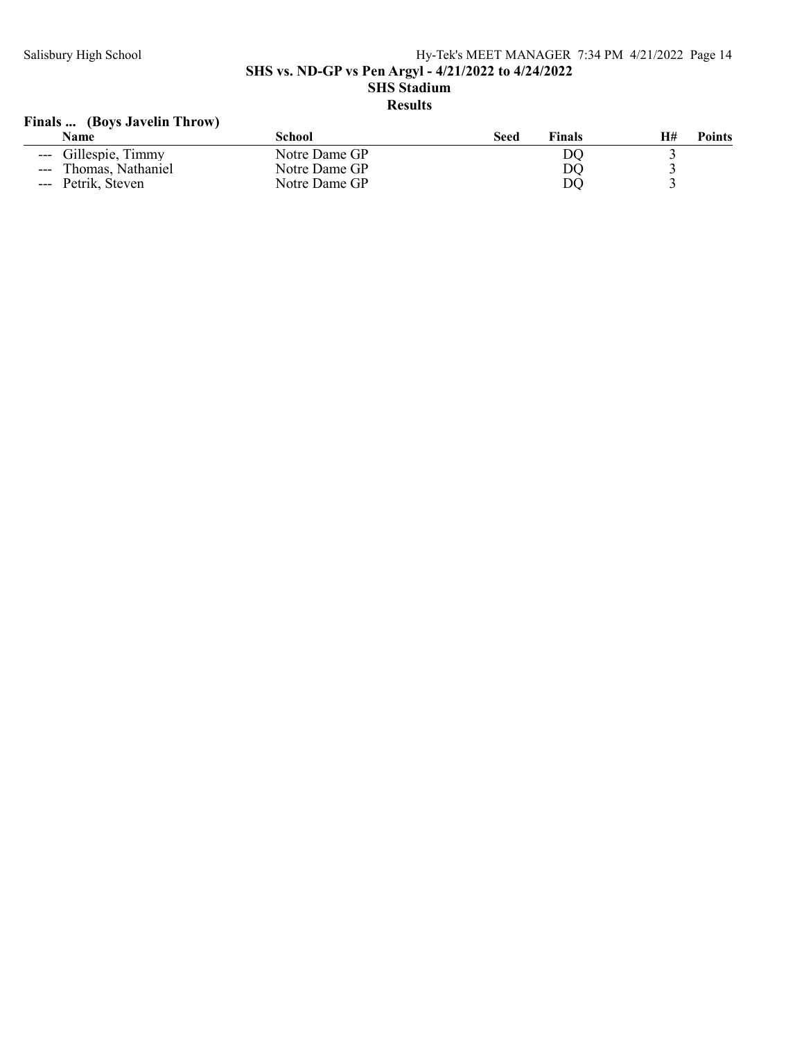### Finals ... (Boys Javelin Throw)

| | Name | School | Seed | Finals | H# | Points |
|---|---|---|---|---|---|---|
| --- | Gillespie, Timmy | Notre Dame GP | | DQ | 3 | |
| --- | Thomas, Nathaniel | Notre Dame GP | | DQ | 3 | |
| --- | Petrik, Steven | Notre Dame GP | | DQ | 3 | |